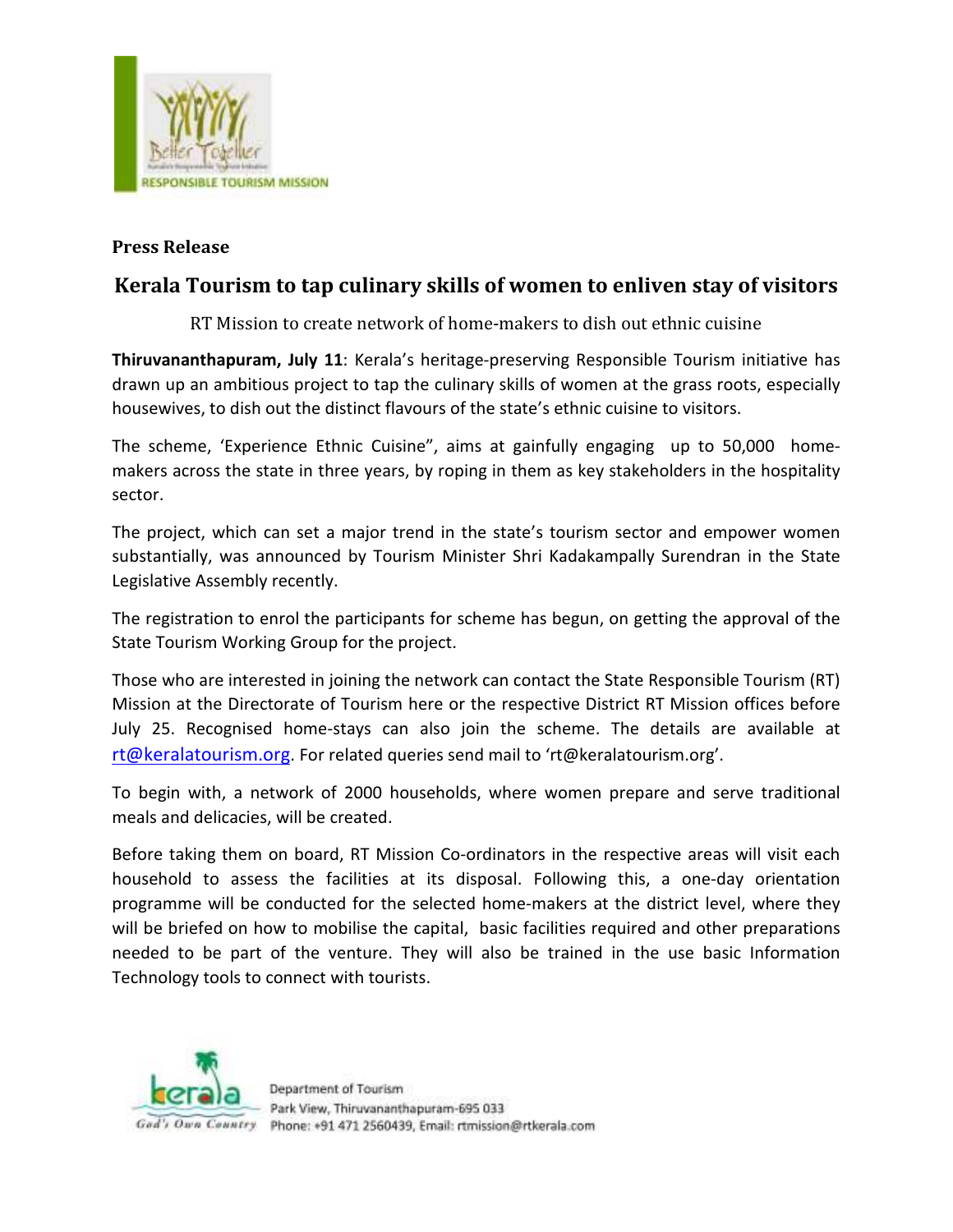**Press Release**

# Kerala Tourism to tap culinary skills of women to enliven stay of visitors

RT Mission to create network of home-makers to dish out ethnic cuisine

**Thiruvananthapuram, July 11**: Kerala's heritage-preserving Responsible Tourism initiative has drawn up an ambitious project to tap the culinary skills of women at the grass roots, especially housewives, to dish out the distinct flavours of the state's ethnic cuisine to visitors.

The scheme, 'Experience Ethnic Cuisine", aims at gainfully engaging up to 50,000 home-makers across the state in three years, by roping in them as key stakeholders in the hospitality sector.

The project, which can set a major trend in the state's tourism sector and empower women substantially, was announced by Tourism Minister Shri Kadakampally Surendran in the State Legislative Assembly recently.

The registration to enrol the participants for scheme has begun, on getting the approval of the State Tourism Working Group for the project.

Those who are interested in joining the network can contact the State Responsible Tourism (RT) Mission at the Directorate of Tourism here or the respective District RT Mission offices before July 25. Recognised home-stays can also join the scheme. The details are available at rt@keralatourism.org. For related queries send mail to 'rt@keralatourism.org'.

To begin with, a network of 2000 households, where women prepare and serve traditional meals and delicacies, will be created.

Before taking them on board, RT Mission Co-ordinators in the respective areas will visit each household to assess the facilities at its disposal. Following this, a one-day orientation programme will be conducted for the selected home-makers at the district level, where they will be briefed on how to mobilise the capital, basic facilities required and other preparations needed to be part of the venture. They will also be trained in the use basic Information Technology tools to connect with tourists.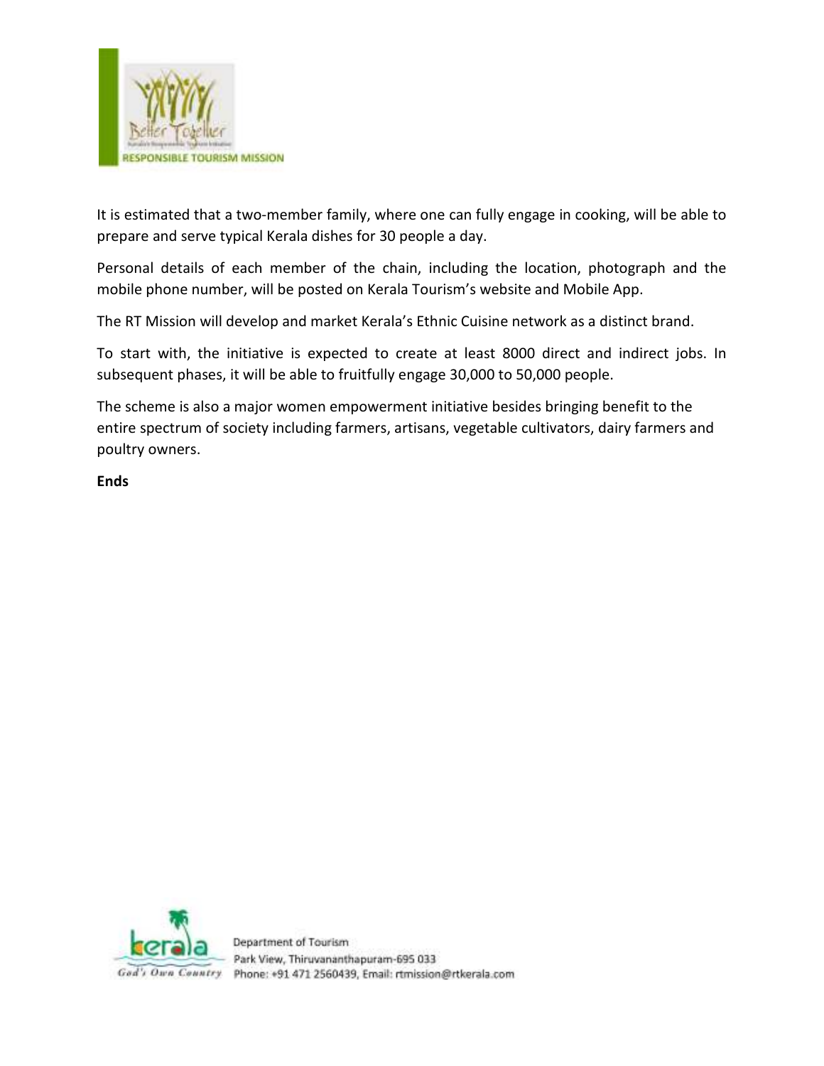It is estimated that a two-member family, where one can fully engage in cooking, will be able to prepare and serve typical Kerala dishes for 30 people a day.

Personal details of each member of the chain, including the location, photograph and the mobile phone number, will be posted on Kerala Tourism's website and Mobile App.

The RT Mission will develop and market Kerala's Ethnic Cuisine network as a distinct brand.

To start with, the initiative is expected to create at least 8000 direct and indirect jobs. In subsequent phases, it will be able to fruitfully engage 30,000 to 50,000 people.

The scheme is also a major women empowerment initiative besides bringing benefit to the entire spectrum of society including farmers, artisans, vegetable cultivators, dairy farmers and poultry owners.

**Ends**